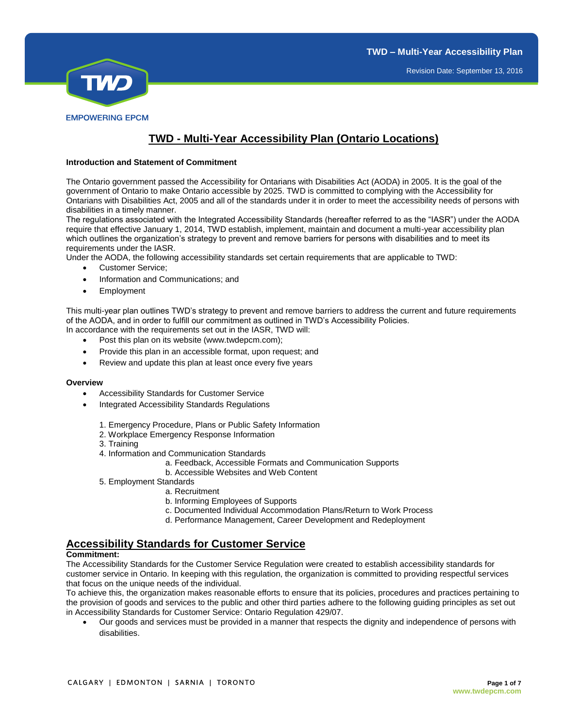# TWD - Multi-Year Accessibility Plan (Ontario Locations)

**Introduction and Statement of Commitment**

The Ontario government passed the Accessibility for Ontarians with Disabilities Act (AODA) in 2005. It is the goal of the government of Ontario to make Ontario accessible by 2025. TWD is committed to complying with the Accessibility for Ontarians with Disabilities Act, 2005 and all of the standards under it in order to meet the accessibility needs of persons with disabilities in a timely manner.

The regulations associated with the Integrated Accessibility Standards (hereafter referred to as the "IASR") under the AODA require that effective January 1, 2014, TWD establish, implement, maintain and document a multi-year accessibility plan which outlines the organization's strategy to prevent and remove barriers for persons with disabilities and to meet its requirements under the IASR.

Under the AODA, the following accessibility standards set certain requirements that are applicable to TWD:

- Customer Service;
- Information and Communications; and
- Employment

This multi-year plan outlines TWD's strategy to prevent and remove barriers to address the current and future requirements of the AODA, and in order to fulfill our commitment as outlined in TWD's Accessibility Policies.

In accordance with the requirements set out in the IASR, TWD will:

- Post this plan on its website (www.twdepcm.com);
- Provide this plan in an accessible format, upon request; and
- Review and update this plan at least once every five years

**Overview**

- Accessibility Standards for Customer Service
- Integrated Accessibility Standards Regulations

1. Emergency Procedure, Plans or Public Safety Information
2. Workplace Emergency Response Information
3. Training
4. Information and Communication Standards
   - a. Feedback, Accessible Formats and Communication Supports
   - b. Accessible Websites and Web Content
5. Employment Standards
   - a. Recruitment
   - b. Informing Employees of Supports
   - c. Documented Individual Accommodation Plans/Return to Work Process
   - d. Performance Management, Career Development and Redeployment

## Accessibility Standards for Customer Service

**Commitment:**

The Accessibility Standards for the Customer Service Regulation were created to establish accessibility standards for customer service in Ontario. In keeping with this regulation, the organization is committed to providing respectful services that focus on the unique needs of the individual.

To achieve this, the organization makes reasonable efforts to ensure that its policies, procedures and practices pertaining to the provision of goods and services to the public and other third parties adhere to the following guiding principles as set out in Accessibility Standards for Customer Service: Ontario Regulation 429/07.

- Our goods and services must be provided in a manner that respects the dignity and independence of persons with disabilities.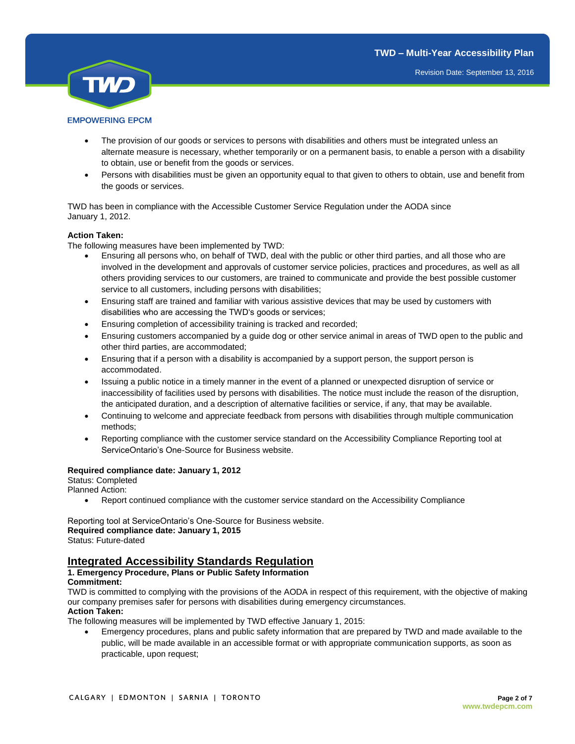- The provision of our goods or services to persons with disabilities and others must be integrated unless an alternate measure is necessary, whether temporarily or on a permanent basis, to enable a person with a disability to obtain, use or benefit from the goods or services.
- Persons with disabilities must be given an opportunity equal to that given to others to obtain, use and benefit from the goods or services.

TWD has been in compliance with the Accessible Customer Service Regulation under the AODA since January 1, 2012.

**Action Taken:**
The following measures have been implemented by TWD:

- Ensuring all persons who, on behalf of TWD, deal with the public or other third parties, and all those who are involved in the development and approvals of customer service policies, practices and procedures, as well as all others providing services to our customers, are trained to communicate and provide the best possible customer service to all customers, including persons with disabilities;
- Ensuring staff are trained and familiar with various assistive devices that may be used by customers with disabilities who are accessing the TWD's goods or services;
- Ensuring completion of accessibility training is tracked and recorded;
- Ensuring customers accompanied by a guide dog or other service animal in areas of TWD open to the public and other third parties, are accommodated;
- Ensuring that if a person with a disability is accompanied by a support person, the support person is accommodated.
- Issuing a public notice in a timely manner in the event of a planned or unexpected disruption of service or inaccessibility of facilities used by persons with disabilities. The notice must include the reason of the disruption, the anticipated duration, and a description of alternative facilities or service, if any, that may be available.
- Continuing to welcome and appreciate feedback from persons with disabilities through multiple communication methods;
- Reporting compliance with the customer service standard on the Accessibility Compliance Reporting tool at ServiceOntario's One-Source for Business website.

**Required compliance date: January 1, 2012**
Status: Completed
Planned Action:

- Report continued compliance with the customer service standard on the Accessibility Compliance

Reporting tool at ServiceOntario's One-Source for Business website.
**Required compliance date: January 1, 2015**
Status: Future-dated

## Integrated Accessibility Standards Regulation

**1. Emergency Procedure, Plans or Public Safety Information**
**Commitment:**
TWD is committed to complying with the provisions of the AODA in respect of this requirement, with the objective of making our company premises safer for persons with disabilities during emergency circumstances.
**Action Taken:**
The following measures will be implemented by TWD effective January 1, 2015:

- Emergency procedures, plans and public safety information that are prepared by TWD and made available to the public, will be made available in an accessible format or with appropriate communication supports, as soon as practicable, upon request;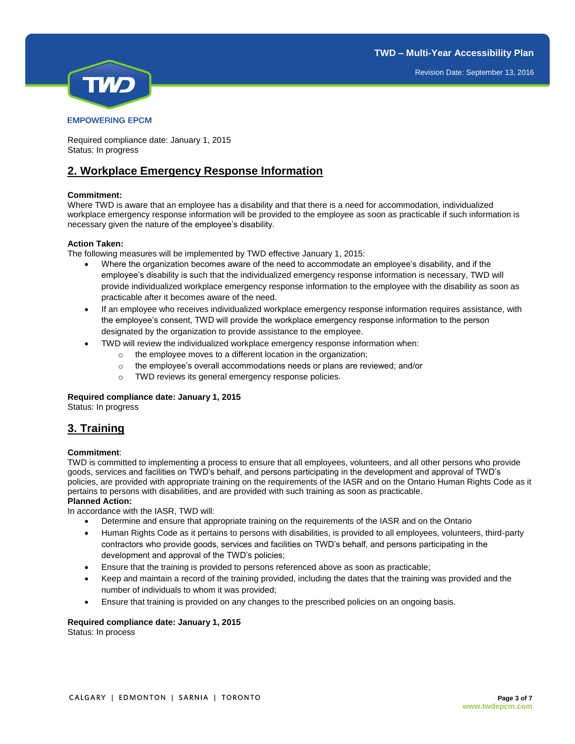Required compliance date: January 1, 2015
Status: In progress

## 2. Workplace Emergency Response Information

**Commitment:**
Where TWD is aware that an employee has a disability and that there is a need for accommodation, individualized workplace emergency response information will be provided to the employee as soon as practicable if such information is necessary given the nature of the employee's disability.

**Action Taken:**
The following measures will be implemented by TWD effective January 1, 2015:

- Where the organization becomes aware of the need to accommodate an employee's disability, and if the employee's disability is such that the individualized emergency response information is necessary, TWD will provide individualized workplace emergency response information to the employee with the disability as soon as practicable after it becomes aware of the need.
- If an employee who receives individualized workplace emergency response information requires assistance, with the employee's consent, TWD will provide the workplace emergency response information to the person designated by the organization to provide assistance to the employee.
- TWD will review the individualized workplace emergency response information when:
  - the employee moves to a different location in the organization;
  - the employee's overall accommodations needs or plans are reviewed; and/or
  - TWD reviews its general emergency response policies.

**Required compliance date: January 1, 2015**
Status: In progress

## 3. Training

**Commitment**:
TWD is committed to implementing a process to ensure that all employees, volunteers, and all other persons who provide goods, services and facilities on TWD's behalf, and persons participating in the development and approval of TWD's policies, are provided with appropriate training on the requirements of the IASR and on the Ontario Human Rights Code as it pertains to persons with disabilities, and are provided with such training as soon as practicable.
**Planned Action:**
In accordance with the IASR, TWD will:

- Determine and ensure that appropriate training on the requirements of the IASR and on the Ontario
- Human Rights Code as it pertains to persons with disabilities, is provided to all employees, volunteers, third-party contractors who provide goods, services and facilities on TWD's behalf, and persons participating in the development and approval of the TWD's policies;
- Ensure that the training is provided to persons referenced above as soon as practicable;
- Keep and maintain a record of the training provided, including the dates that the training was provided and the number of individuals to whom it was provided;
- Ensure that training is provided on any changes to the prescribed policies on an ongoing basis.

**Required compliance date: January 1, 2015**
Status: In process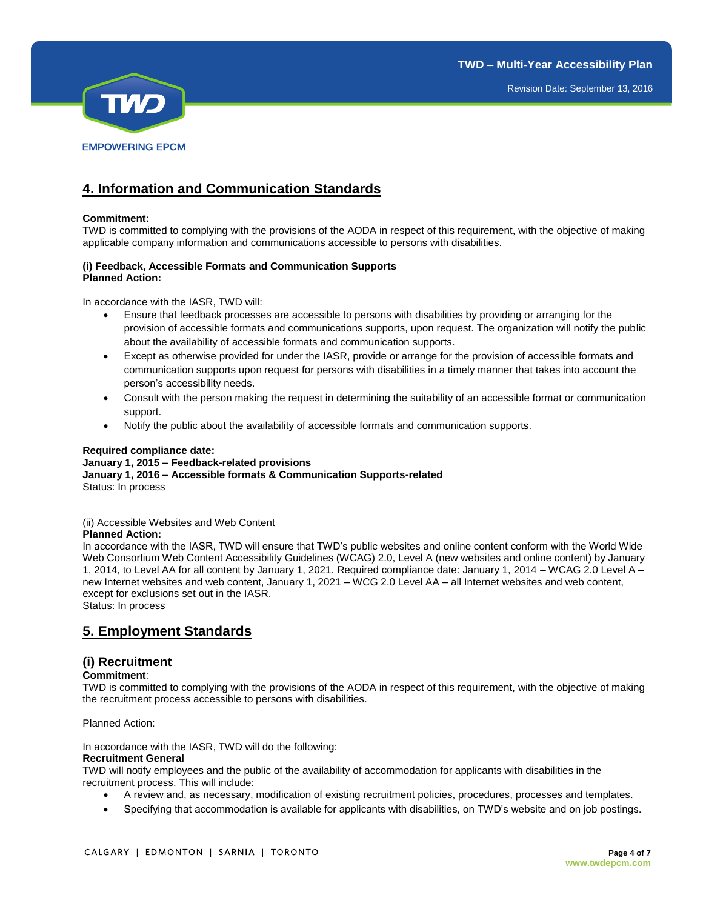## 4. Information and Communication Standards

**Commitment:**
TWD is committed to complying with the provisions of the AODA in respect of this requirement, with the objective of making applicable company information and communications accessible to persons with disabilities.

**(i) Feedback, Accessible Formats and Communication Supports**
**Planned Action:**

In accordance with the IASR, TWD will:

- Ensure that feedback processes are accessible to persons with disabilities by providing or arranging for the provision of accessible formats and communications supports, upon request. The organization will notify the public about the availability of accessible formats and communication supports.
- Except as otherwise provided for under the IASR, provide or arrange for the provision of accessible formats and communication supports upon request for persons with disabilities in a timely manner that takes into account the person's accessibility needs.
- Consult with the person making the request in determining the suitability of an accessible format or communication support.
- Notify the public about the availability of accessible formats and communication supports.

**Required compliance date:**
**January 1, 2015 – Feedback-related provisions**
**January 1, 2016 – Accessible formats & Communication Supports-related**
Status: In process

(ii) Accessible Websites and Web Content
**Planned Action:**
In accordance with the IASR, TWD will ensure that TWD's public websites and online content conform with the World Wide Web Consortium Web Content Accessibility Guidelines (WCAG) 2.0, Level A (new websites and online content) by January 1, 2014, to Level AA for all content by January 1, 2021. Required compliance date: January 1, 2014 – WCAG 2.0 Level A – new Internet websites and web content, January 1, 2021 – WCG 2.0 Level AA – all Internet websites and web content, except for exclusions set out in the IASR.
Status: In process

## 5. Employment Standards

### (i) Recruitment

**Commitment**:
TWD is committed to complying with the provisions of the AODA in respect of this requirement, with the objective of making the recruitment process accessible to persons with disabilities.

Planned Action:

In accordance with the IASR, TWD will do the following:
**Recruitment General**
TWD will notify employees and the public of the availability of accommodation for applicants with disabilities in the recruitment process. This will include:

- A review and, as necessary, modification of existing recruitment policies, procedures, processes and templates.
- Specifying that accommodation is available for applicants with disabilities, on TWD's website and on job postings.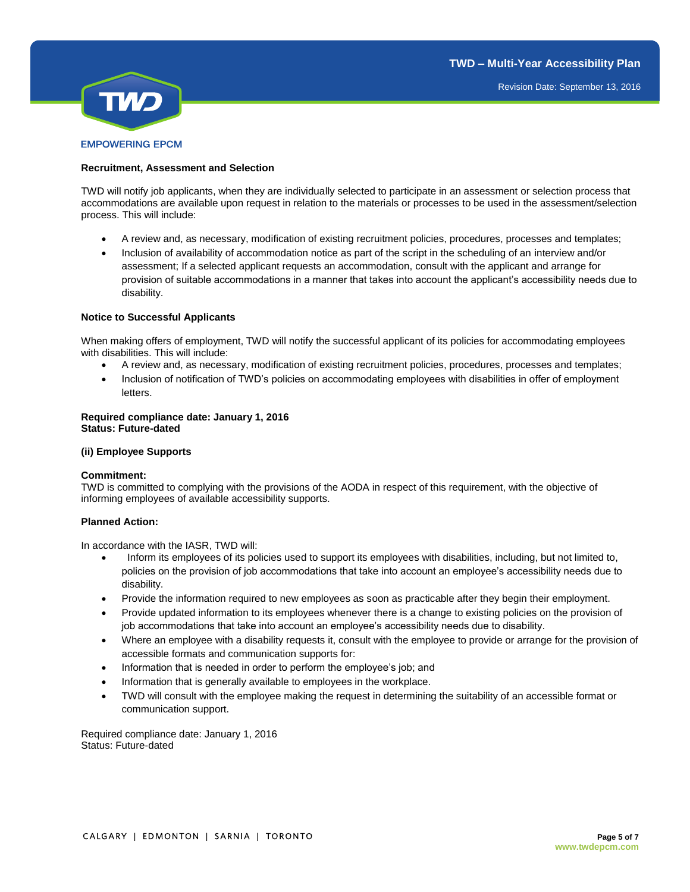**Recruitment, Assessment and Selection**

TWD will notify job applicants, when they are individually selected to participate in an assessment or selection process that accommodations are available upon request in relation to the materials or processes to be used in the assessment/selection process. This will include:

- A review and, as necessary, modification of existing recruitment policies, procedures, processes and templates;
- Inclusion of availability of accommodation notice as part of the script in the scheduling of an interview and/or assessment; If a selected applicant requests an accommodation, consult with the applicant and arrange for provision of suitable accommodations in a manner that takes into account the applicant's accessibility needs due to disability.

**Notice to Successful Applicants**

When making offers of employment, TWD will notify the successful applicant of its policies for accommodating employees with disabilities. This will include:

- A review and, as necessary, modification of existing recruitment policies, procedures, processes and templates;
- Inclusion of notification of TWD's policies on accommodating employees with disabilities in offer of employment letters.

**Required compliance date: January 1, 2016**
**Status: Future-dated**

**(ii) Employee Supports**

**Commitment:**
TWD is committed to complying with the provisions of the AODA in respect of this requirement, with the objective of informing employees of available accessibility supports.

**Planned Action:**

In accordance with the IASR, TWD will:

- Inform its employees of its policies used to support its employees with disabilities, including, but not limited to, policies on the provision of job accommodations that take into account an employee's accessibility needs due to disability.
- Provide the information required to new employees as soon as practicable after they begin their employment.
- Provide updated information to its employees whenever there is a change to existing policies on the provision of job accommodations that take into account an employee's accessibility needs due to disability.
- Where an employee with a disability requests it, consult with the employee to provide or arrange for the provision of accessible formats and communication supports for:
- Information that is needed in order to perform the employee's job; and
- Information that is generally available to employees in the workplace.
- TWD will consult with the employee making the request in determining the suitability of an accessible format or communication support.

Required compliance date: January 1, 2016
Status: Future-dated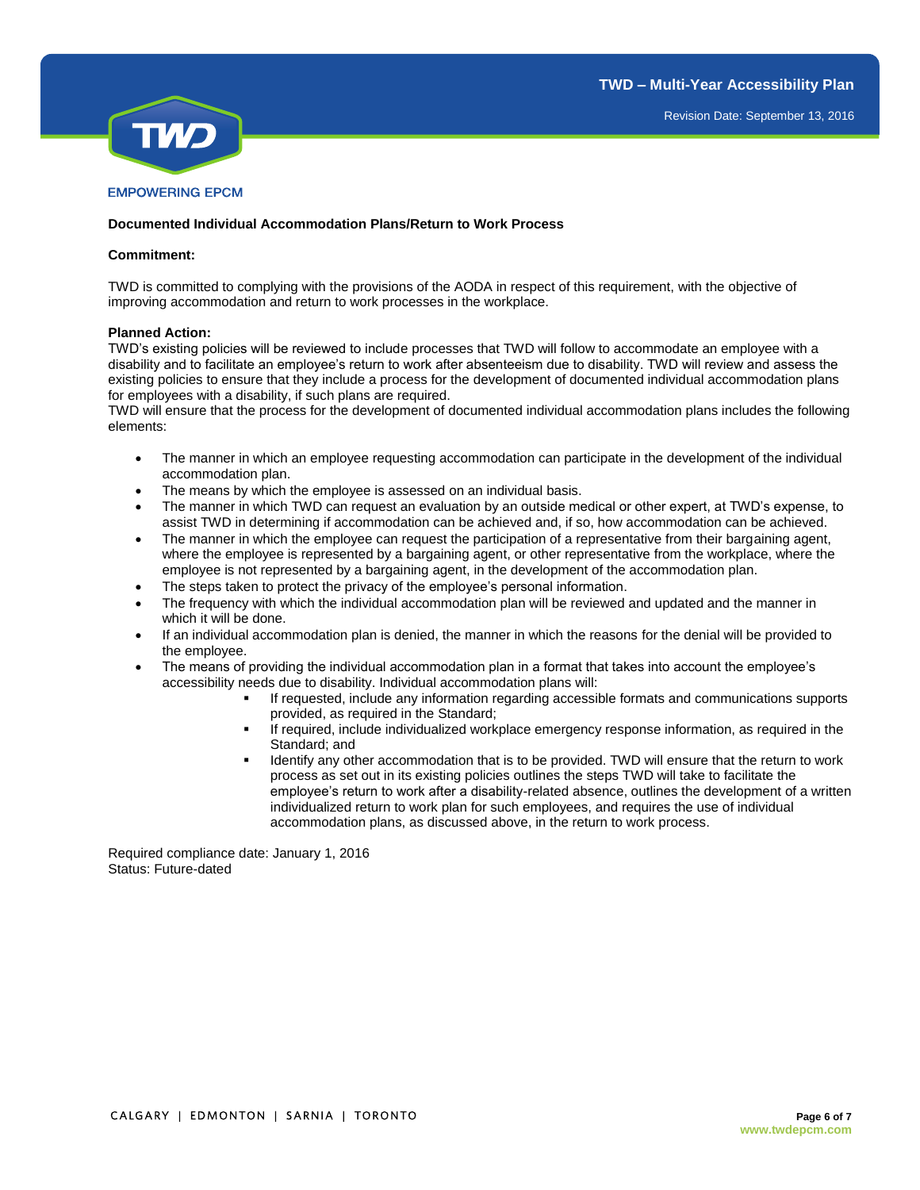**Documented Individual Accommodation Plans/Return to Work Process**

**Commitment:**

TWD is committed to complying with the provisions of the AODA in respect of this requirement, with the objective of improving accommodation and return to work processes in the workplace.

**Planned Action:**
TWD's existing policies will be reviewed to include processes that TWD will follow to accommodate an employee with a disability and to facilitate an employee's return to work after absenteeism due to disability. TWD will review and assess the existing policies to ensure that they include a process for the development of documented individual accommodation plans for employees with a disability, if such plans are required.
TWD will ensure that the process for the development of documented individual accommodation plans includes the following elements:

- The manner in which an employee requesting accommodation can participate in the development of the individual accommodation plan.
- The means by which the employee is assessed on an individual basis.
- The manner in which TWD can request an evaluation by an outside medical or other expert, at TWD's expense, to assist TWD in determining if accommodation can be achieved and, if so, how accommodation can be achieved.
- The manner in which the employee can request the participation of a representative from their bargaining agent, where the employee is represented by a bargaining agent, or other representative from the workplace, where the employee is not represented by a bargaining agent, in the development of the accommodation plan.
- The steps taken to protect the privacy of the employee's personal information.
- The frequency with which the individual accommodation plan will be reviewed and updated and the manner in which it will be done.
- If an individual accommodation plan is denied, the manner in which the reasons for the denial will be provided to the employee.
- The means of providing the individual accommodation plan in a format that takes into account the employee's accessibility needs due to disability. Individual accommodation plans will:
  - If requested, include any information regarding accessible formats and communications supports provided, as required in the Standard;
  - If required, include individualized workplace emergency response information, as required in the Standard; and
  - Identify any other accommodation that is to be provided. TWD will ensure that the return to work process as set out in its existing policies outlines the steps TWD will take to facilitate the employee's return to work after a disability-related absence, outlines the development of a written individualized return to work plan for such employees, and requires the use of individual accommodation plans, as discussed above, in the return to work process.

Required compliance date: January 1, 2016
Status: Future-dated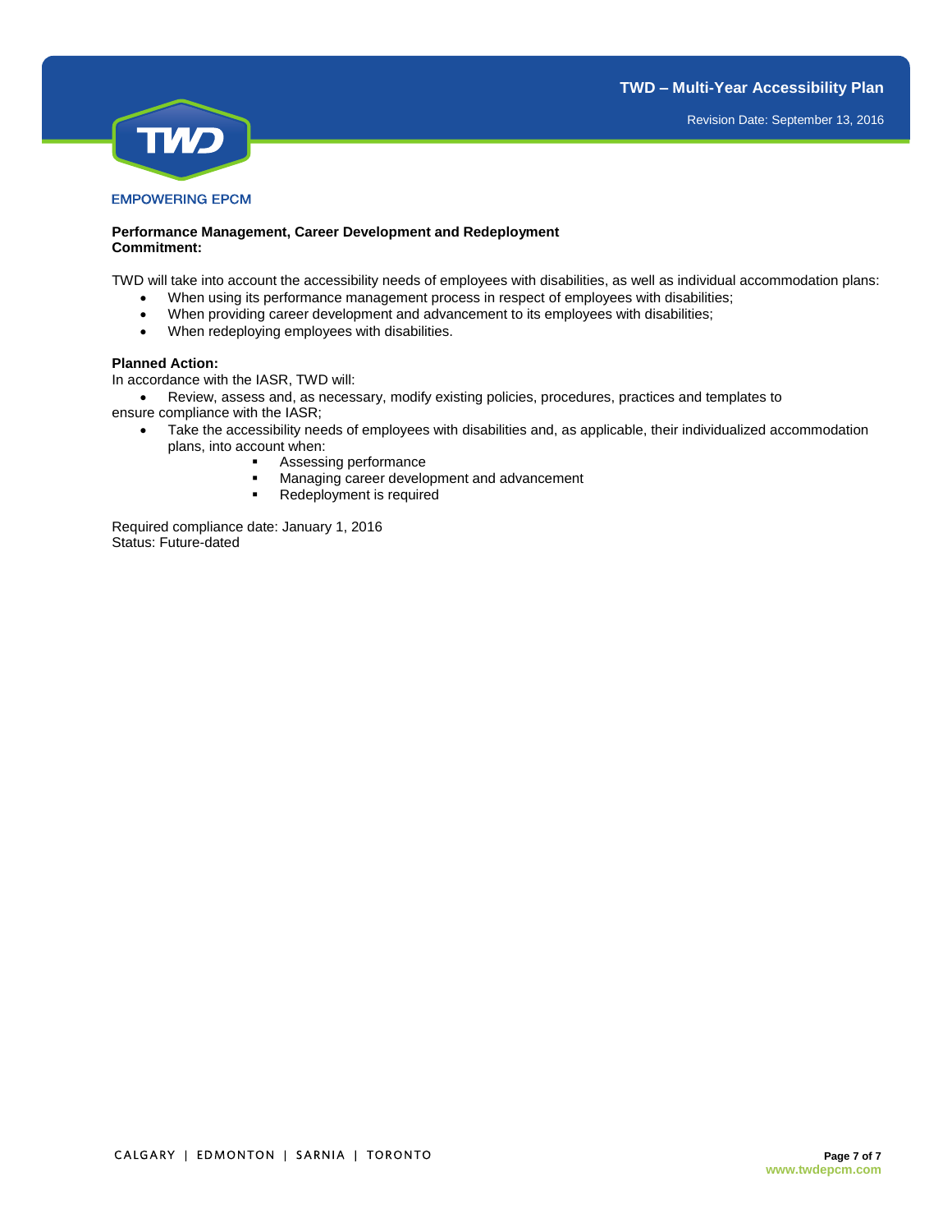**Performance Management, Career Development and Redeployment Commitment:**

TWD will take into account the accessibility needs of employees with disabilities, as well as individual accommodation plans:

- When using its performance management process in respect of employees with disabilities;
- When providing career development and advancement to its employees with disabilities;
- When redeploying employees with disabilities.

**Planned Action:**
In accordance with the IASR, TWD will:

- Review, assess and, as necessary, modify existing policies, procedures, practices and templates to ensure compliance with the IASR;
- Take the accessibility needs of employees with disabilities and, as applicable, their individualized accommodation plans, into account when:
  - Assessing performance
  - Managing career development and advancement
  - Redeployment is required

Required compliance date: January 1, 2016
Status: Future-dated